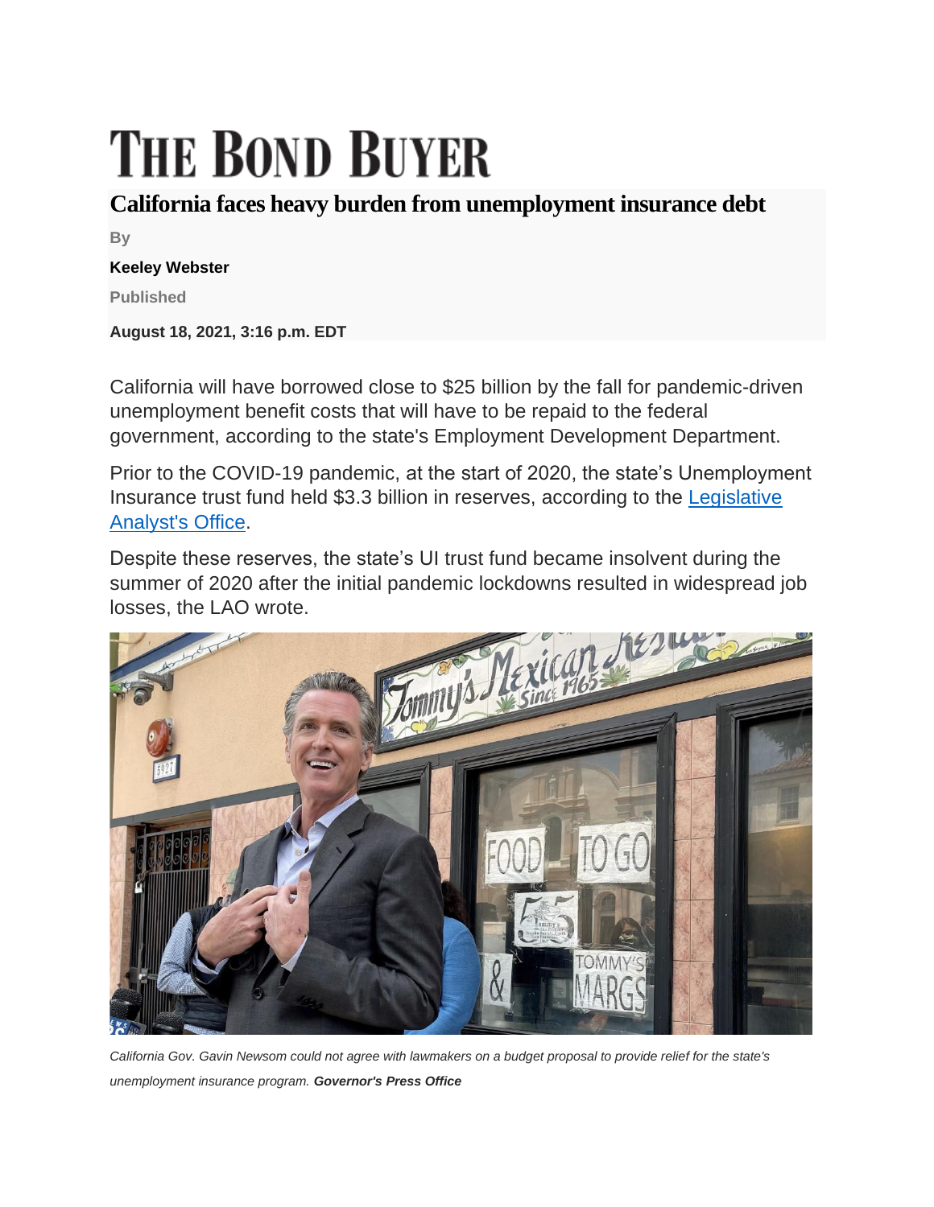# THE BOND BUYER

## California faces heavy burden from unemployment insurance debt

By

**Keeley Webster**

Published

**August 18, 2021, 3:16 p.m. EDT**

California will have borrowed close to $25 billion by the fall for pandemic-driven unemployment benefit costs that will have to be repaid to the federal government, according to the state's Employment Development Department.

Prior to the COVID-19 pandemic, at the start of 2020, the state's Unemployment Insurance trust fund held $3.3 billion in reserves, according to the Legislative Analyst's Office.

Despite these reserves, the state's UI trust fund became insolvent during the summer of 2020 after the initial pandemic lockdowns resulted in widespread job losses, the LAO wrote.

*California Gov. Gavin Newsom could not agree with lawmakers on a budget proposal to provide relief for the state's unemployment insurance program.* ***Governor's Press Office***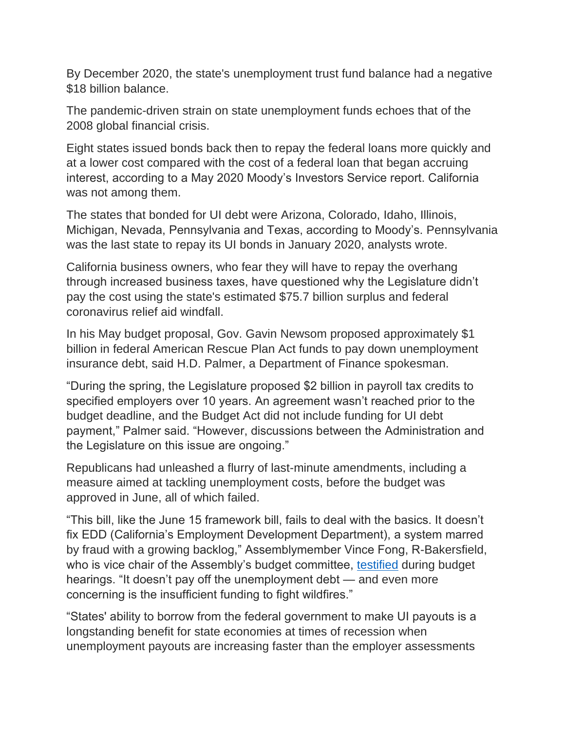By December 2020, the state's unemployment trust fund balance had a negative $18 billion balance.

The pandemic-driven strain on state unemployment funds echoes that of the 2008 global financial crisis.

Eight states issued bonds back then to repay the federal loans more quickly and at a lower cost compared with the cost of a federal loan that began accruing interest, according to a May 2020 Moody's Investors Service report. California was not among them.

The states that bonded for UI debt were Arizona, Colorado, Idaho, Illinois, Michigan, Nevada, Pennsylvania and Texas, according to Moody's. Pennsylvania was the last state to repay its UI bonds in January 2020, analysts wrote.

California business owners, who fear they will have to repay the overhang through increased business taxes, have questioned why the Legislature didn't pay the cost using the state's estimated $75.7 billion surplus and federal coronavirus relief aid windfall.

In his May budget proposal, Gov. Gavin Newsom proposed approximately $1 billion in federal American Rescue Plan Act funds to pay down unemployment insurance debt, said H.D. Palmer, a Department of Finance spokesman.

"During the spring, the Legislature proposed $2 billion in payroll tax credits to specified employers over 10 years. An agreement wasn't reached prior to the budget deadline, and the Budget Act did not include funding for UI debt payment," Palmer said. "However, discussions between the Administration and the Legislature on this issue are ongoing."

Republicans had unleashed a flurry of last-minute amendments, including a measure aimed at tackling unemployment costs, before the budget was approved in June, all of which failed.

"This bill, like the June 15 framework bill, fails to deal with the basics. It doesn't fix EDD (California's Employment Development Department), a system marred by fraud with a growing backlog," Assemblymember Vince Fong, R-Bakersfield, who is vice chair of the Assembly's budget committee, testified during budget hearings. "It doesn't pay off the unemployment debt — and even more concerning is the insufficient funding to fight wildfires."

"States' ability to borrow from the federal government to make UI payouts is a longstanding benefit for state economies at times of recession when unemployment payouts are increasing faster than the employer assessments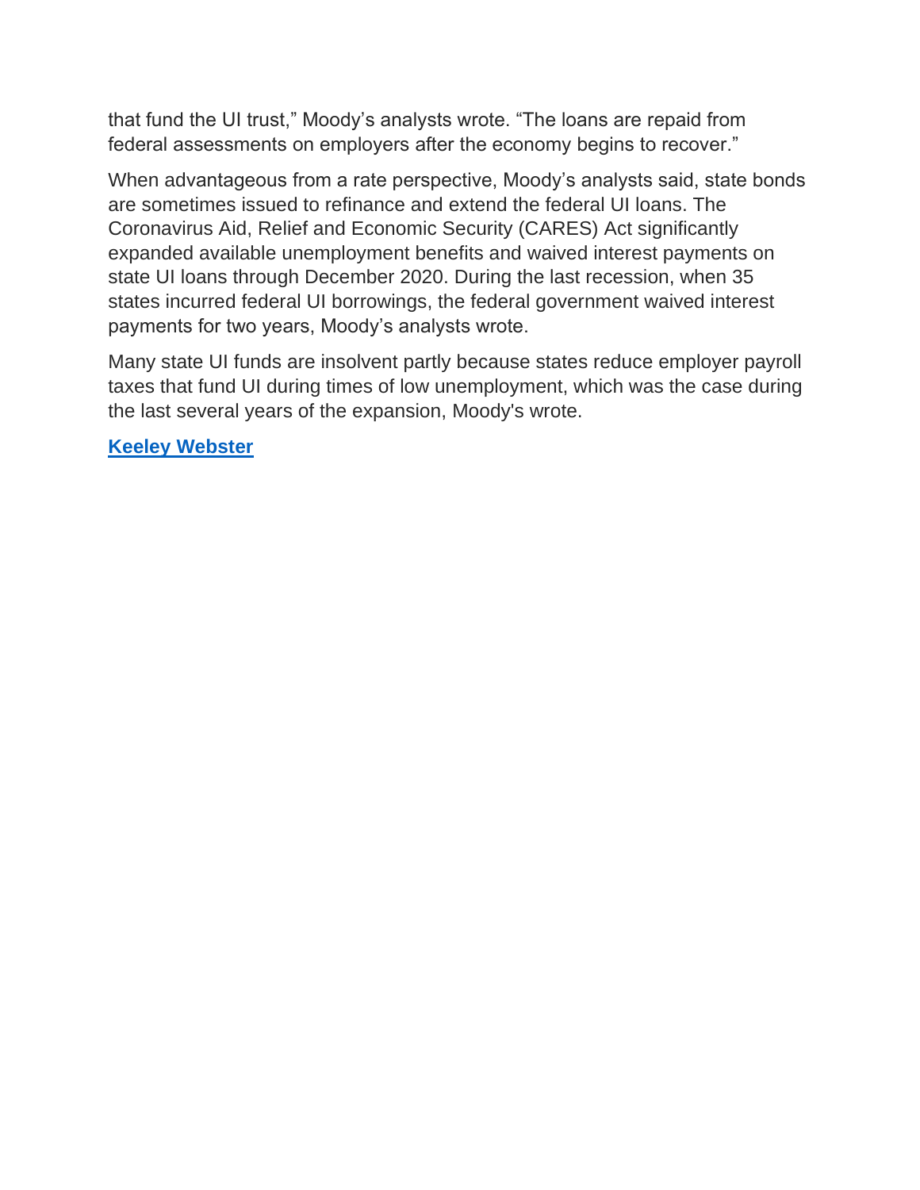that fund the UI trust," Moody's analysts wrote. "The loans are repaid from federal assessments on employers after the economy begins to recover."

When advantageous from a rate perspective, Moody's analysts said, state bonds are sometimes issued to refinance and extend the federal UI loans. The Coronavirus Aid, Relief and Economic Security (CARES) Act significantly expanded available unemployment benefits and waived interest payments on state UI loans through December 2020. During the last recession, when 35 states incurred federal UI borrowings, the federal government waived interest payments for two years, Moody's analysts wrote.

Many state UI funds are insolvent partly because states reduce employer payroll taxes that fund UI during times of low unemployment, which was the case during the last several years of the expansion, Moody's wrote.

**Keeley Webster**